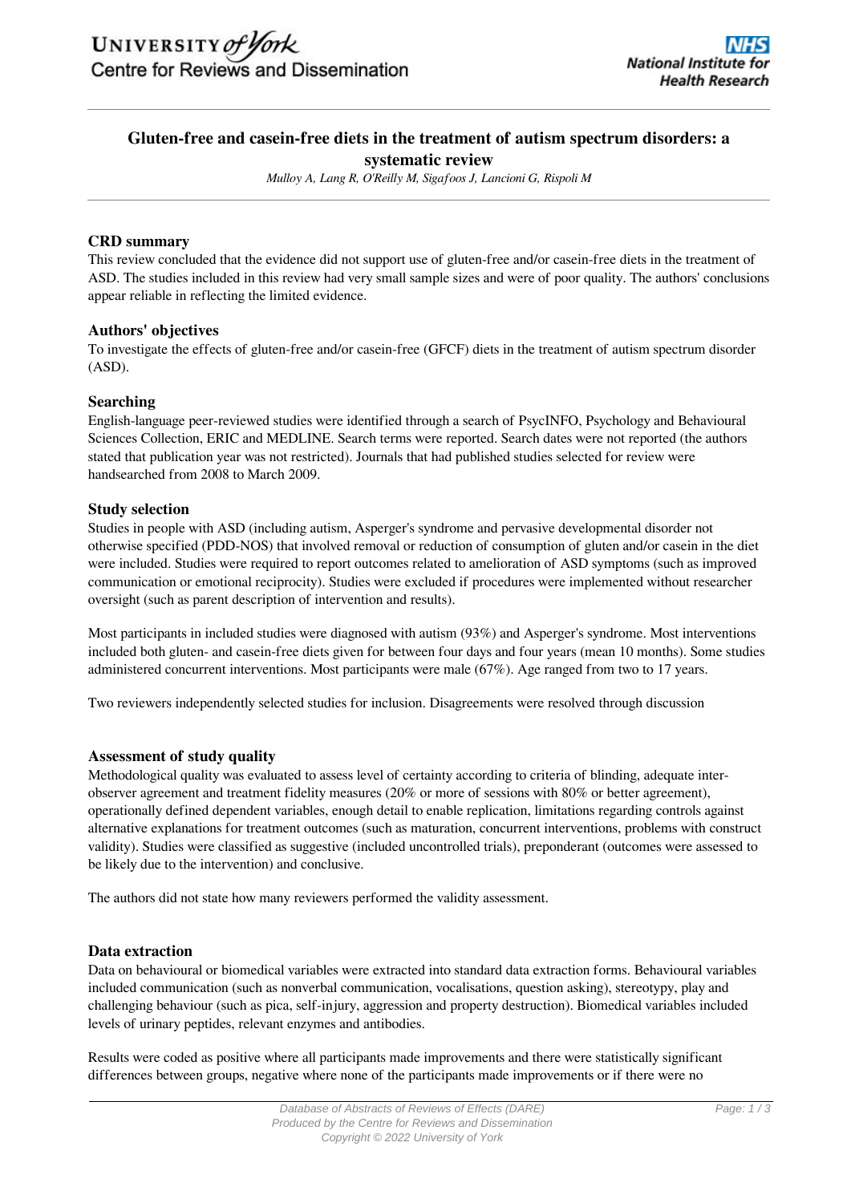# Gluten-free and casein-free diets in the treatment of autism spectrum disorders: a systematic review

*Mulloy A, Lang R, O'Reilly M, Sigafoos J, Lancioni G, Rispoli M*

## CRD summary

This review concluded that the evidence did not support use of gluten-free and/or casein-free diets in the treatment of ASD. The studies included in this review had very small sample sizes and were of poor quality. The authors' conclusions appear reliable in reflecting the limited evidence.

## Authors' objectives

To investigate the effects of gluten-free and/or casein-free (GFCF) diets in the treatment of autism spectrum disorder (ASD).

## Searching

English-language peer-reviewed studies were identified through a search of PsycINFO, Psychology and Behavioural Sciences Collection, ERIC and MEDLINE. Search terms were reported. Search dates were not reported (the authors stated that publication year was not restricted). Journals that had published studies selected for review were handsearched from 2008 to March 2009.

## Study selection

Studies in people with ASD (including autism, Asperger's syndrome and pervasive developmental disorder not otherwise specified (PDD-NOS) that involved removal or reduction of consumption of gluten and/or casein in the diet were included. Studies were required to report outcomes related to amelioration of ASD symptoms (such as improved communication or emotional reciprocity). Studies were excluded if procedures were implemented without researcher oversight (such as parent description of intervention and results).

Most participants in included studies were diagnosed with autism (93%) and Asperger's syndrome. Most interventions included both gluten- and casein-free diets given for between four days and four years (mean 10 months). Some studies administered concurrent interventions. Most participants were male (67%). Age ranged from two to 17 years.

Two reviewers independently selected studies for inclusion. Disagreements were resolved through discussion

## Assessment of study quality

Methodological quality was evaluated to assess level of certainty according to criteria of blinding, adequate inter-observer agreement and treatment fidelity measures (20% or more of sessions with 80% or better agreement), operationally defined dependent variables, enough detail to enable replication, limitations regarding controls against alternative explanations for treatment outcomes (such as maturation, concurrent interventions, problems with construct validity). Studies were classified as suggestive (included uncontrolled trials), preponderant (outcomes were assessed to be likely due to the intervention) and conclusive.

The authors did not state how many reviewers performed the validity assessment.

## Data extraction

Data on behavioural or biomedical variables were extracted into standard data extraction forms. Behavioural variables included communication (such as nonverbal communication, vocalisations, question asking), stereotypy, play and challenging behaviour (such as pica, self-injury, aggression and property destruction). Biomedical variables included levels of urinary peptides, relevant enzymes and antibodies.

Results were coded as positive where all participants made improvements and there were statistically significant differences between groups, negative where none of the participants made improvements or if there were no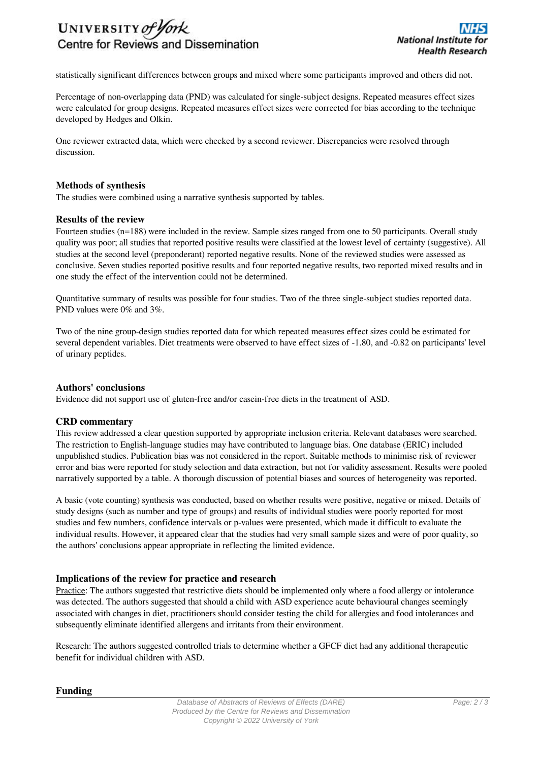statistically significant differences between groups and mixed where some participants improved and others did not.

Percentage of non-overlapping data (PND) was calculated for single-subject designs. Repeated measures effect sizes were calculated for group designs. Repeated measures effect sizes were corrected for bias according to the technique developed by Hedges and Olkin.

One reviewer extracted data, which were checked by a second reviewer. Discrepancies were resolved through discussion.

### Methods of synthesis

The studies were combined using a narrative synthesis supported by tables.

### Results of the review

Fourteen studies (n=188) were included in the review. Sample sizes ranged from one to 50 participants. Overall study quality was poor; all studies that reported positive results were classified at the lowest level of certainty (suggestive). All studies at the second level (preponderant) reported negative results. None of the reviewed studies were assessed as conclusive. Seven studies reported positive results and four reported negative results, two reported mixed results and in one study the effect of the intervention could not be determined.

Quantitative summary of results was possible for four studies. Two of the three single-subject studies reported data. PND values were 0% and 3%.

Two of the nine group-design studies reported data for which repeated measures effect sizes could be estimated for several dependent variables. Diet treatments were observed to have effect sizes of -1.80, and -0.82 on participants' level of urinary peptides.

### Authors' conclusions

Evidence did not support use of gluten-free and/or casein-free diets in the treatment of ASD.

### CRD commentary

This review addressed a clear question supported by appropriate inclusion criteria. Relevant databases were searched. The restriction to English-language studies may have contributed to language bias. One database (ERIC) included unpublished studies. Publication bias was not considered in the report. Suitable methods to minimise risk of reviewer error and bias were reported for study selection and data extraction, but not for validity assessment. Results were pooled narratively supported by a table. A thorough discussion of potential biases and sources of heterogeneity was reported.

A basic (vote counting) synthesis was conducted, based on whether results were positive, negative or mixed. Details of study designs (such as number and type of groups) and results of individual studies were poorly reported for most studies and few numbers, confidence intervals or p-values were presented, which made it difficult to evaluate the individual results. However, it appeared clear that the studies had very small sample sizes and were of poor quality, so the authors' conclusions appear appropriate in reflecting the limited evidence.

### Implications of the review for practice and research

Practice: The authors suggested that restrictive diets should be implemented only where a food allergy or intolerance was detected. The authors suggested that should a child with ASD experience acute behavioural changes seemingly associated with changes in diet, practitioners should consider testing the child for allergies and food intolerances and subsequently eliminate identified allergens and irritants from their environment.

Research: The authors suggested controlled trials to determine whether a GFCF diet had any additional therapeutic benefit for individual children with ASD.

### Funding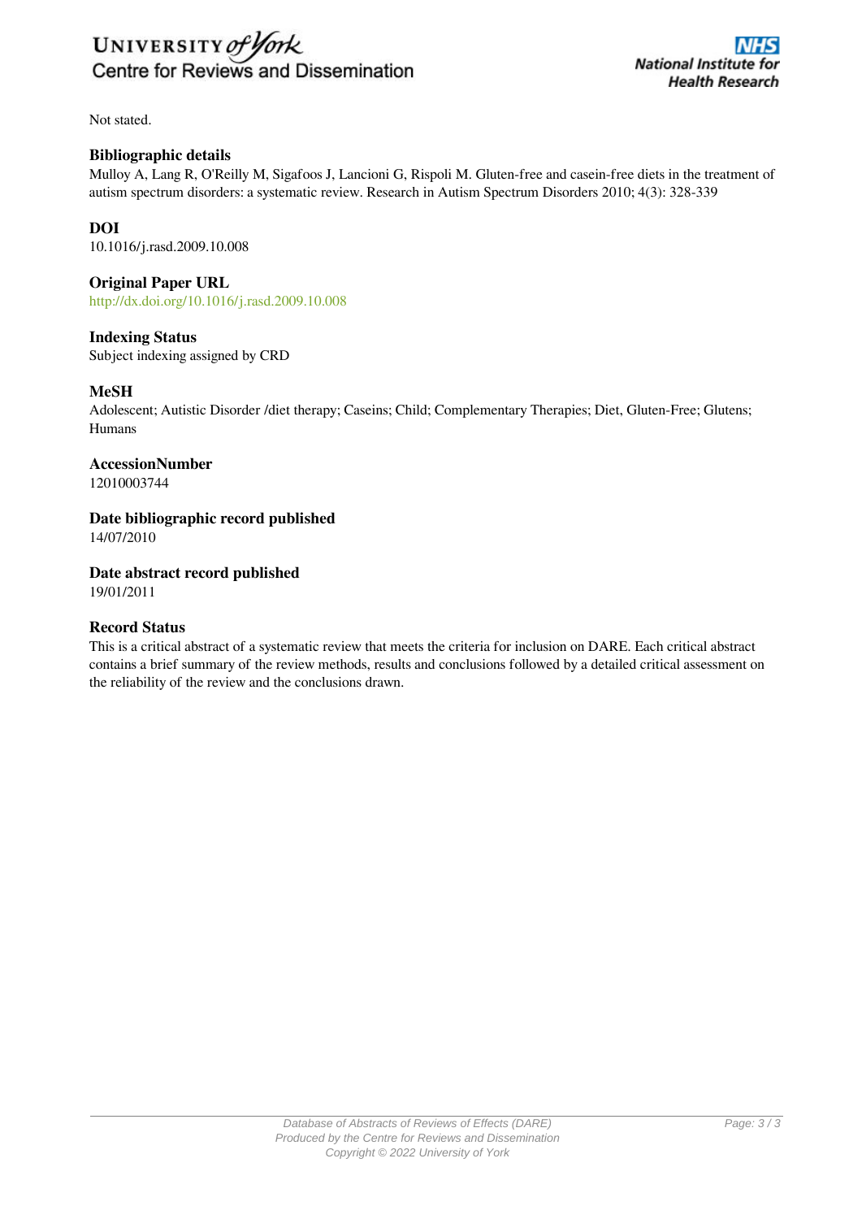Not stated.

### Bibliographic details

Mulloy A, Lang R, O'Reilly M, Sigafoos J, Lancioni G, Rispoli M. Gluten-free and casein-free diets in the treatment of autism spectrum disorders: a systematic review. Research in Autism Spectrum Disorders 2010; 4(3): 328-339

### DOI

10.1016/j.rasd.2009.10.008

### Original Paper URL

http://dx.doi.org/10.1016/j.rasd.2009.10.008

### Indexing Status

Subject indexing assigned by CRD

### MeSH

Adolescent; Autistic Disorder /diet therapy; Caseins; Child; Complementary Therapies; Diet, Gluten-Free; Glutens; Humans

### AccessionNumber

12010003744

### Date bibliographic record published

14/07/2010

### Date abstract record published

19/01/2011

### Record Status

This is a critical abstract of a systematic review that meets the criteria for inclusion on DARE. Each critical abstract contains a brief summary of the review methods, results and conclusions followed by a detailed critical assessment on the reliability of the review and the conclusions drawn.